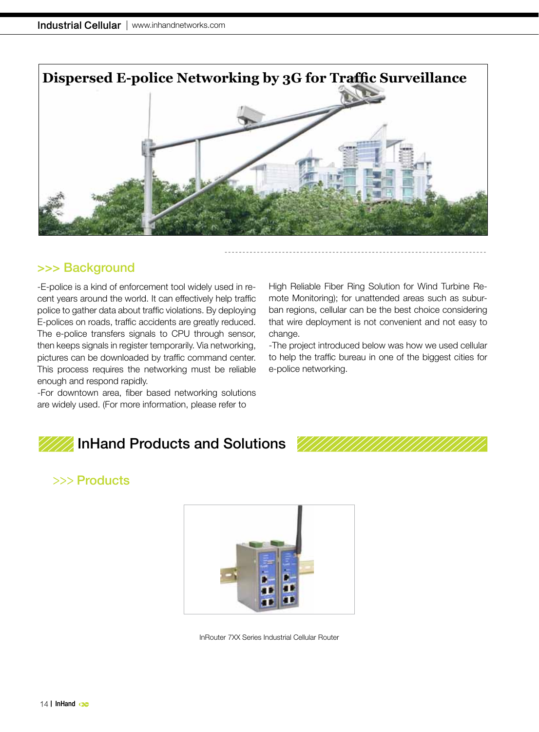# Dispersed E-police Networking by 3G for Traffic Surveillance

## >>> Background

-E-police is a kind of enforcement tool widely used in recent years around the world. It can effectively help traffic police to gather data about traffic violations. By deploying E-polices on roads, traffic accidents are greatly reduced. The e-police transfers signals to CPU through sensor, then keeps signals in register temporarily. Via networking, pictures can be downloaded by traffic command center. This process requires the networking must be reliable enough and respond rapidly.

-For downtown area, fiber based networking solutions are widely used. (For more information, please refer to High Reliable Fiber Ring Solution for Wind Turbine Remote Monitoring); for unattended areas such as suburban regions, cellular can be the best choice considering that wire deployment is not convenient and not easy to change.

-The project introduced below was how we used cellular to help the traffic bureau in one of the biggest cities for e-police networking.

# InHand Products and Solutions

## >>> Products

InRouter 7XX Series Industrial Cellular Router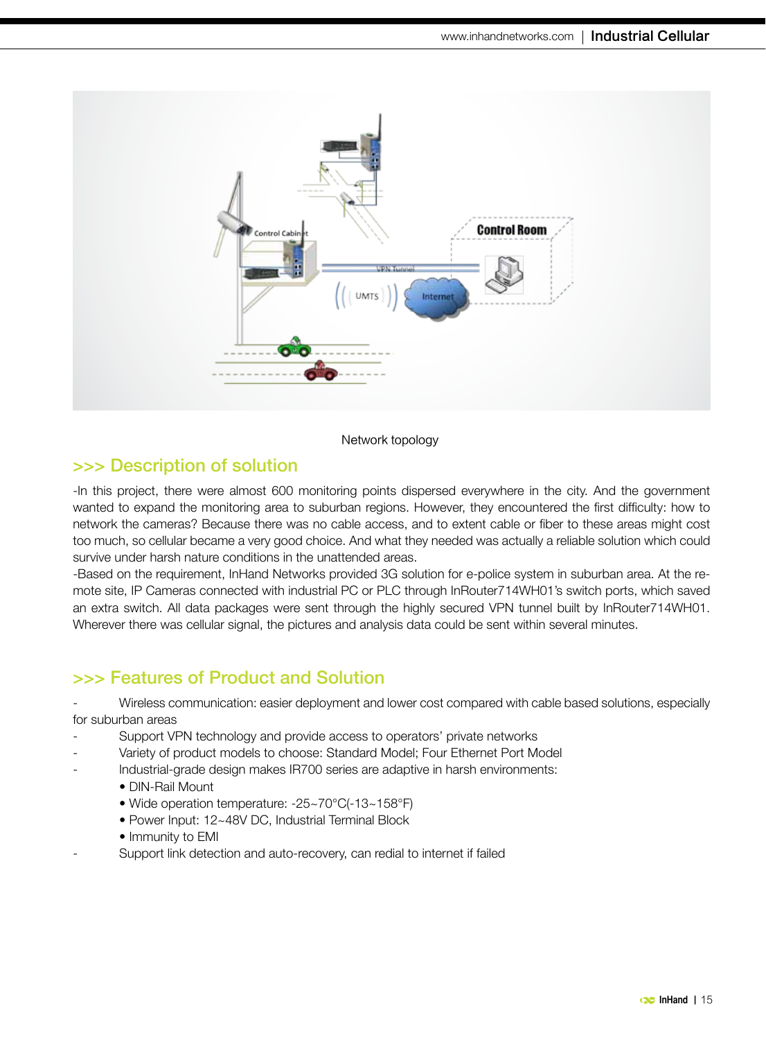Control Cabinet

Control Room

VPN Tunnel

UMTS

Internet

Network topology

## >>> Description of solution

-In this project, there were almost 600 monitoring points dispersed everywhere in the city. And the government wanted to expand the monitoring area to suburban regions. However, they encountered the first difficulty: how to network the cameras? Because there was no cable access, and to extent cable or fiber to these areas might cost too much, so cellular became a very good choice. And what they needed was actually a reliable solution which could survive under harsh nature conditions in the unattended areas.

-Based on the requirement, InHand Networks provided 3G solution for e-police system in suburban area. At the remote site, IP Cameras connected with industrial PC or PLC through InRouter714WH01's switch ports, which saved an extra switch. All data packages were sent through the highly secured VPN tunnel built by InRouter714WH01. Wherever there was cellular signal, the pictures and analysis data could be sent within several minutes.

## >>> Features of Product and Solution

- Wireless communication: easier deployment and lower cost compared with cable based solutions, especially for suburban areas
- Support VPN technology and provide access to operators' private networks
- Variety of product models to choose: Standard Model; Four Ethernet Port Model
- Industrial-grade design makes IR700 series are adaptive in harsh environments:
  - DIN-Rail Mount
  - Wide operation temperature: -25~70°C(-13~158°F)
  - Power Input: 12~48V DC, Industrial Terminal Block
  - Immunity to EMI
- Support link detection and auto-recovery, can redial to internet if failed